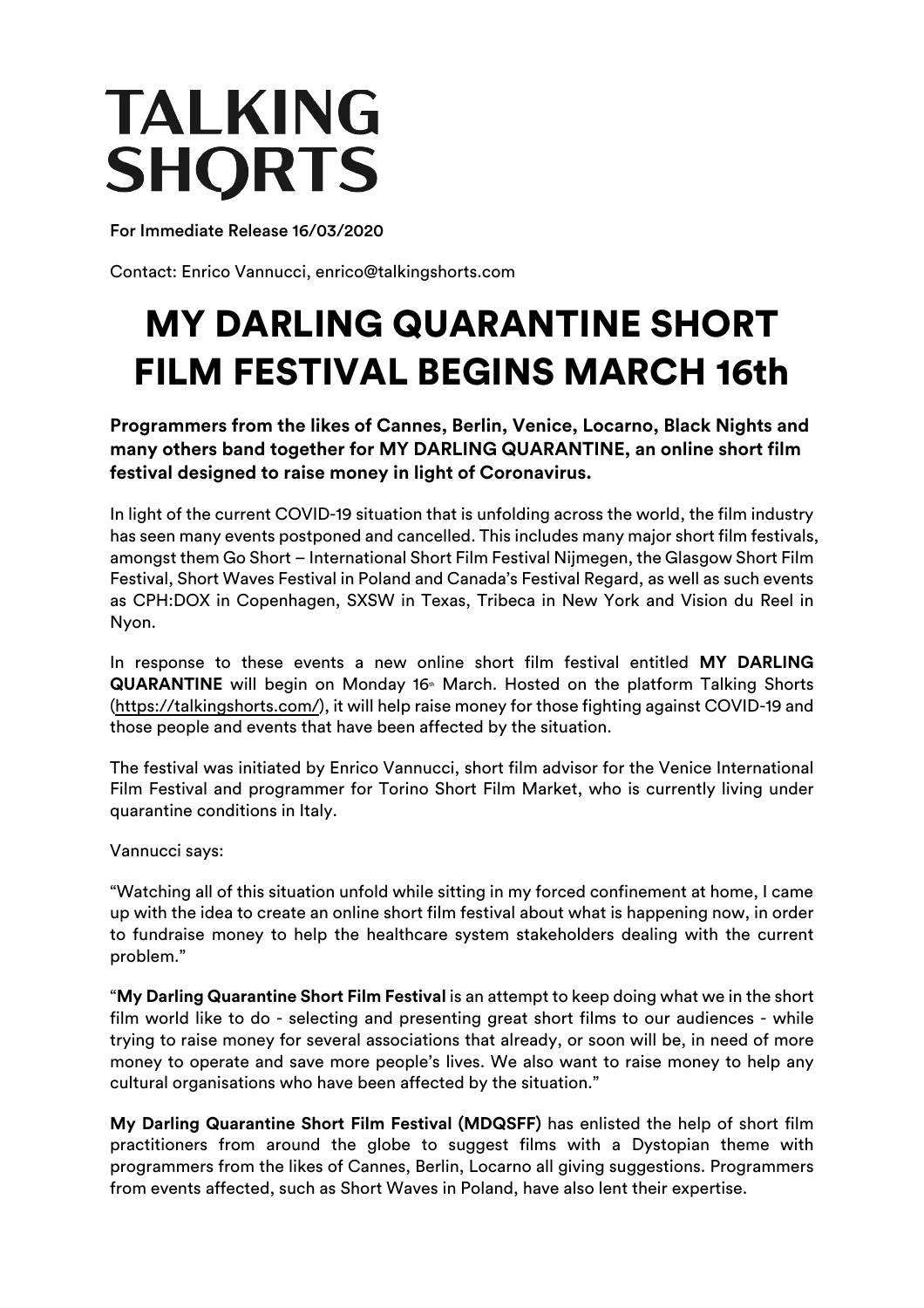# TALKING SHORTS

For Immediate Release 16/03/2020

Contact: Enrico Vannucci, enrico@talkingshorts.com

# MY DARLING QUARANTINE SHORT FILM FESTIVAL BEGINS MARCH 16th

**Programmers from the likes of Cannes, Berlin, Venice, Locarno, Black Nights and many others band together for MY DARLING QUARANTINE, an online short film festival designed to raise money in light of Coronavirus.**

In light of the current COVID-19 situation that is unfolding across the world, the film industry has seen many events postponed and cancelled. This includes many major short film festivals, amongst them Go Short – International Short Film Festival Nijmegen, the Glasgow Short Film Festival, Short Waves Festival in Poland and Canada's Festival Regard, as well as such events as CPH:DOX in Copenhagen, SXSW in Texas, Tribeca in New York and Vision du Reel in Nyon.

In response to these events a new online short film festival entitled **MY DARLING QUARANTINE** will begin on Monday 16th March. Hosted on the platform Talking Shorts (https://talkingshorts.com/), it will help raise money for those fighting against COVID-19 and those people and events that have been affected by the situation.

The festival was initiated by Enrico Vannucci, short film advisor for the Venice International Film Festival and programmer for Torino Short Film Market, who is currently living under quarantine conditions in Italy.

Vannucci says:

"Watching all of this situation unfold while sitting in my forced confinement at home, I came up with the idea to create an online short film festival about what is happening now, in order to fundraise money to help the healthcare system stakeholders dealing with the current problem."

"**My Darling Quarantine Short Film Festival** is an attempt to keep doing what we in the short film world like to do - selecting and presenting great short films to our audiences - while trying to raise money for several associations that already, or soon will be, in need of more money to operate and save more people's lives. We also want to raise money to help any cultural organisations who have been affected by the situation."

**My Darling Quarantine Short Film Festival (MDQSFF)** has enlisted the help of short film practitioners from around the globe to suggest films with a Dystopian theme with programmers from the likes of Cannes, Berlin, Locarno all giving suggestions. Programmers from events affected, such as Short Waves in Poland, have also lent their expertise.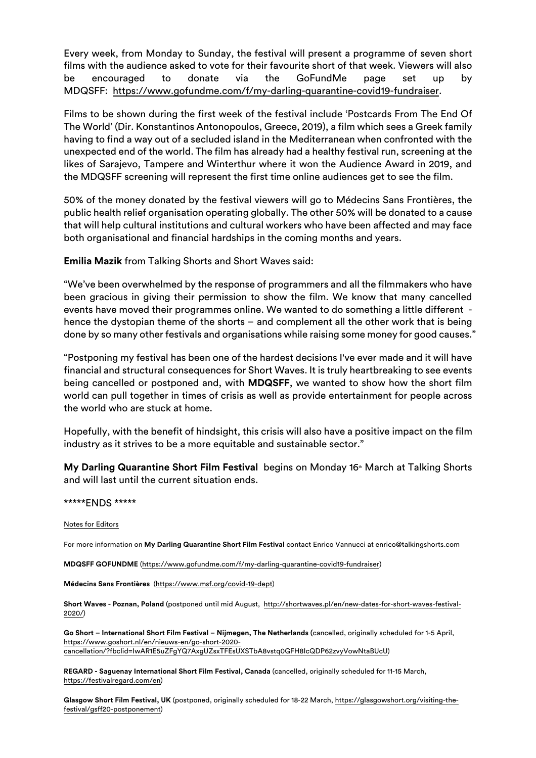Every week, from Monday to Sunday, the festival will present a programme of seven short films with the audience asked to vote for their favourite short of that week. Viewers will also be encouraged to donate via the GoFundMe page set up by MDQSFF: https://www.gofundme.com/f/my-darling-quarantine-covid19-fundraiser.

Films to be shown during the first week of the festival include 'Postcards From The End Of The World' (Dir. Konstantinos Antonopoulos, Greece, 2019), a film which sees a Greek family having to find a way out of a secluded island in the Mediterranean when confronted with the unexpected end of the world. The film has already had a healthy festival run, screening at the likes of Sarajevo, Tampere and Winterthur where it won the Audience Award in 2019, and the MDQSFF screening will represent the first time online audiences get to see the film.

50% of the money donated by the festival viewers will go to Médecins Sans Frontières, the public health relief organisation operating globally. The other 50% will be donated to a cause that will help cultural institutions and cultural workers who have been affected and may face both organisational and financial hardships in the coming months and years.

**Emilia Mazik** from Talking Shorts and Short Waves said:

"We've been overwhelmed by the response of programmers and all the filmmakers who have been gracious in giving their permission to show the film. We know that many cancelled events have moved their programmes online. We wanted to do something a little different - hence the dystopian theme of the shorts – and complement all the other work that is being done by so many other festivals and organisations while raising some money for good causes."

"Postponing my festival has been one of the hardest decisions I've ever made and it will have financial and structural consequences for Short Waves. It is truly heartbreaking to see events being cancelled or postponed and, with **MDQSFF**, we wanted to show how the short film world can pull together in times of crisis as well as provide entertainment for people across the world who are stuck at home.

Hopefully, with the benefit of hindsight, this crisis will also have a positive impact on the film industry as it strives to be a more equitable and sustainable sector."

**My Darling Quarantine Short Film Festival** begins on Monday 16th March at Talking Shorts and will last until the current situation ends.

*****ENDS *****

Notes for Editors

For more information on **My Darling Quarantine Short Film Festival** contact Enrico Vannucci at enrico@talkingshorts.com

**MDQSFF GOFUNDME** (https://www.gofundme.com/f/my-darling-quarantine-covid19-fundraiser)

**Médecins Sans Frontières** (https://www.msf.org/covid-19-dept)

**Short Waves - Poznan, Poland** (postponed until mid August, http://shortwaves.pl/en/new-dates-for-short-waves-festival-2020/)

**Go Short – International Short Film Festival – Nijmegen, The Netherlands** (cancelled, originally scheduled for 1-5 April, https://www.goshort.nl/en/nieuws-en/go-short-2020-cancellation/?fbclid=IwAR1E5uZFgYQ7AxgUZsxTFEsUXSTbA8vstq0GFH8IcQDP62zvyVowNtaBUcU)

**REGARD - Saguenay International Short Film Festival, Canada** (cancelled, originally scheduled for 11-15 March, https://festivalregard.com/en)

**Glasgow Short Film Festival, UK** (postponed, originally scheduled for 18-22 March, https://glasgowshort.org/visiting-the-festival/gsff20-postponement)